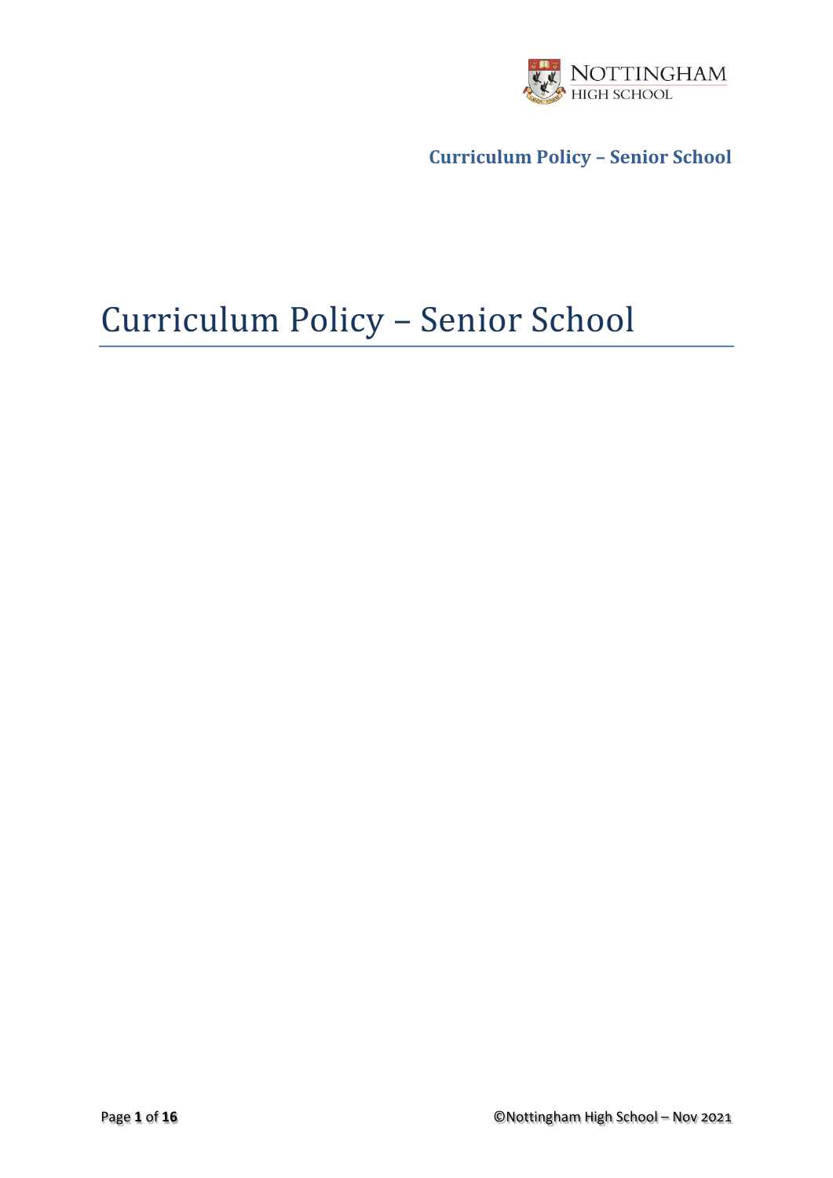# Curriculum Policy – Senior School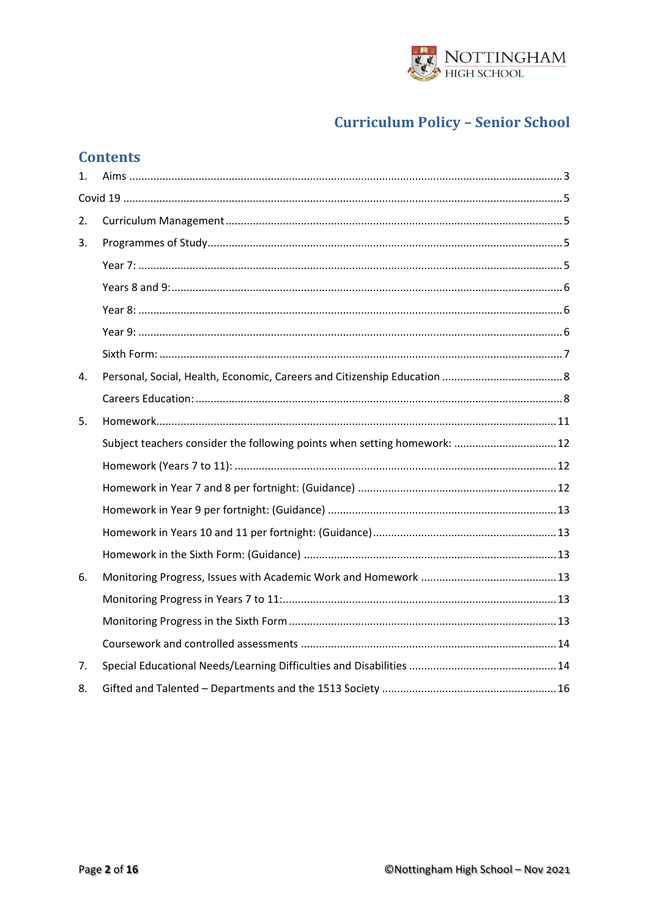# Curriculum Policy – Senior School

## Contents

1. Aims ..... 3

Covid 19 ..... 5

2. Curriculum Management ..... 5
3. Programmes of Study ..... 5
   - Year 7: ..... 5
   - Years 8 and 9: ..... 6
   - Year 8: ..... 6
   - Year 9: ..... 6
   - Sixth Form: ..... 7
4. Personal, Social, Health, Economic, Careers and Citizenship Education ..... 8
   - Careers Education: ..... 8
5. Homework ..... 11
   - Subject teachers consider the following points when setting homework: ..... 12
   - Homework (Years 7 to 11): ..... 12
   - Homework in Year 7 and 8 per fortnight: (Guidance) ..... 12
   - Homework in Year 9 per fortnight: (Guidance) ..... 13
   - Homework in Years 10 and 11 per fortnight: (Guidance) ..... 13
   - Homework in the Sixth Form: (Guidance) ..... 13
6. Monitoring Progress, Issues with Academic Work and Homework ..... 13
   - Monitoring Progress in Years 7 to 11: ..... 13
   - Monitoring Progress in the Sixth Form ..... 13
   - Coursework and controlled assessments ..... 14
7. Special Educational Needs/Learning Difficulties and Disabilities ..... 14
8. Gifted and Talented – Departments and the 1513 Society ..... 16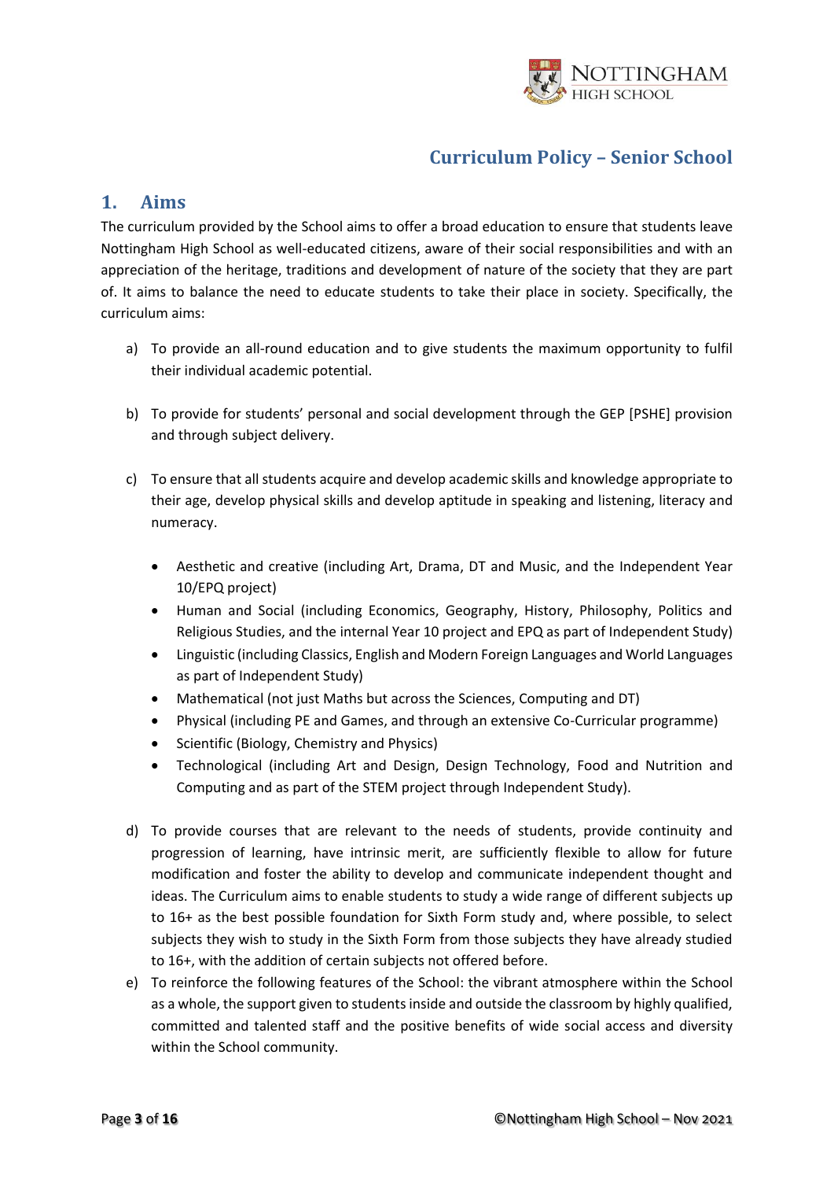# Curriculum Policy – Senior School

## 1. Aims

The curriculum provided by the School aims to offer a broad education to ensure that students leave Nottingham High School as well-educated citizens, aware of their social responsibilities and with an appreciation of the heritage, traditions and development of nature of the society that they are part of. It aims to balance the need to educate students to take their place in society. Specifically, the curriculum aims:

a) To provide an all-round education and to give students the maximum opportunity to fulfil their individual academic potential.

b) To provide for students' personal and social development through the GEP [PSHE] provision and through subject delivery.

c) To ensure that all students acquire and develop academic skills and knowledge appropriate to their age, develop physical skills and develop aptitude in speaking and listening, literacy and numeracy.

- Aesthetic and creative (including Art, Drama, DT and Music, and the Independent Year 10/EPQ project)
- Human and Social (including Economics, Geography, History, Philosophy, Politics and Religious Studies, and the internal Year 10 project and EPQ as part of Independent Study)
- Linguistic (including Classics, English and Modern Foreign Languages and World Languages as part of Independent Study)
- Mathematical (not just Maths but across the Sciences, Computing and DT)
- Physical (including PE and Games, and through an extensive Co-Curricular programme)
- Scientific (Biology, Chemistry and Physics)
- Technological (including Art and Design, Design Technology, Food and Nutrition and Computing and as part of the STEM project through Independent Study).

d) To provide courses that are relevant to the needs of students, provide continuity and progression of learning, have intrinsic merit, are sufficiently flexible to allow for future modification and foster the ability to develop and communicate independent thought and ideas. The Curriculum aims to enable students to study a wide range of different subjects up to 16+ as the best possible foundation for Sixth Form study and, where possible, to select subjects they wish to study in the Sixth Form from those subjects they have already studied to 16+, with the addition of certain subjects not offered before.

e) To reinforce the following features of the School: the vibrant atmosphere within the School as a whole, the support given to students inside and outside the classroom by highly qualified, committed and talented staff and the positive benefits of wide social access and diversity within the School community.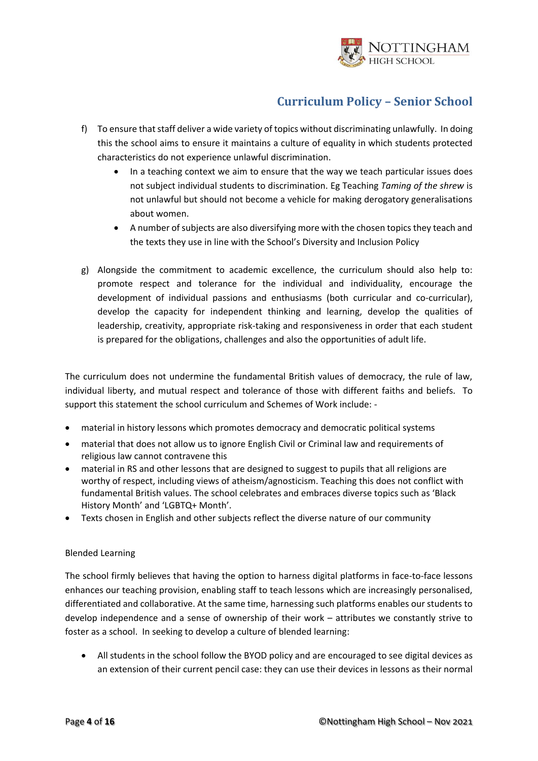f) To ensure that staff deliver a wide variety of topics without discriminating unlawfully. In doing this the school aims to ensure it maintains a culture of equality in which students protected characteristics do not experience unlawful discrimination.
    - In a teaching context we aim to ensure that the way we teach particular issues does not subject individual students to discrimination. Eg Teaching *Taming of the shrew* is not unlawful but should not become a vehicle for making derogatory generalisations about women.
    - A number of subjects are also diversifying more with the chosen topics they teach and the texts they use in line with the School's Diversity and Inclusion Policy

g) Alongside the commitment to academic excellence, the curriculum should also help to: promote respect and tolerance for the individual and individuality, encourage the development of individual passions and enthusiasms (both curricular and co-curricular), develop the capacity for independent thinking and learning, develop the qualities of leadership, creativity, appropriate risk-taking and responsiveness in order that each student is prepared for the obligations, challenges and also the opportunities of adult life.

The curriculum does not undermine the fundamental British values of democracy, the rule of law, individual liberty, and mutual respect and tolerance of those with different faiths and beliefs. To support this statement the school curriculum and Schemes of Work include: -

- material in history lessons which promotes democracy and democratic political systems
- material that does not allow us to ignore English Civil or Criminal law and requirements of religious law cannot contravene this
- material in RS and other lessons that are designed to suggest to pupils that all religions are worthy of respect, including views of atheism/agnosticism. Teaching this does not conflict with fundamental British values. The school celebrates and embraces diverse topics such as 'Black History Month' and 'LGBTQ+ Month'.
- Texts chosen in English and other subjects reflect the diverse nature of our community

Blended Learning

The school firmly believes that having the option to harness digital platforms in face-to-face lessons enhances our teaching provision, enabling staff to teach lessons which are increasingly personalised, differentiated and collaborative. At the same time, harnessing such platforms enables our students to develop independence and a sense of ownership of their work – attributes we constantly strive to foster as a school. In seeking to develop a culture of blended learning:

- All students in the school follow the BYOD policy and are encouraged to see digital devices as an extension of their current pencil case: they can use their devices in lessons as their normal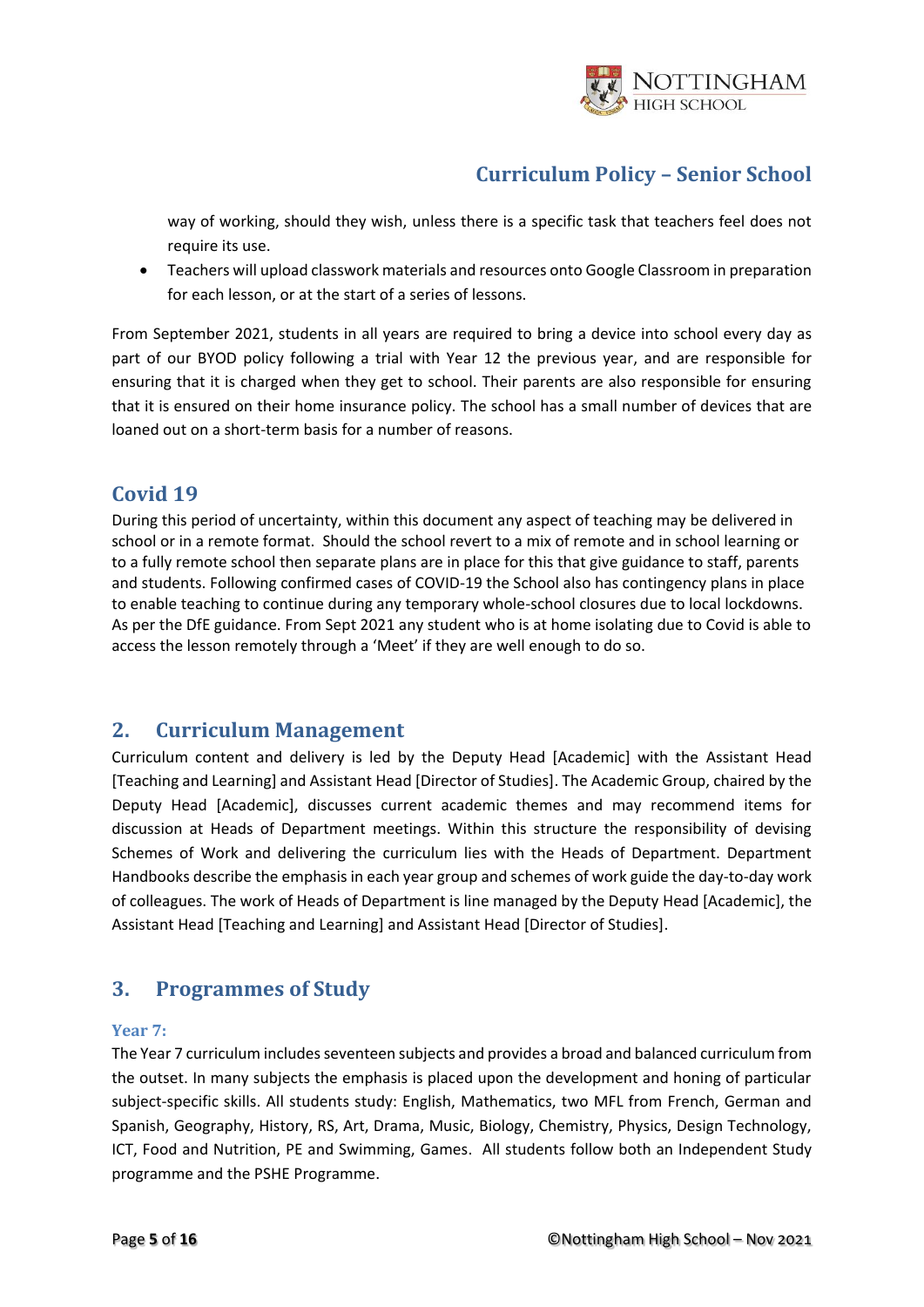way of working, should they wish, unless there is a specific task that teachers feel does not require its use.

- Teachers will upload classwork materials and resources onto Google Classroom in preparation for each lesson, or at the start of a series of lessons.

From September 2021, students in all years are required to bring a device into school every day as part of our BYOD policy following a trial with Year 12 the previous year, and are responsible for ensuring that it is charged when they get to school. Their parents are also responsible for ensuring that it is ensured on their home insurance policy. The school has a small number of devices that are loaned out on a short-term basis for a number of reasons.

## Covid 19

During this period of uncertainty, within this document any aspect of teaching may be delivered in school or in a remote format. Should the school revert to a mix of remote and in school learning or to a fully remote school then separate plans are in place for this that give guidance to staff, parents and students. Following confirmed cases of COVID-19 the School also has contingency plans in place to enable teaching to continue during any temporary whole-school closures due to local lockdowns. As per the DfE guidance. From Sept 2021 any student who is at home isolating due to Covid is able to access the lesson remotely through a 'Meet' if they are well enough to do so.

## 2. Curriculum Management

Curriculum content and delivery is led by the Deputy Head [Academic] with the Assistant Head [Teaching and Learning] and Assistant Head [Director of Studies]. The Academic Group, chaired by the Deputy Head [Academic], discusses current academic themes and may recommend items for discussion at Heads of Department meetings. Within this structure the responsibility of devising Schemes of Work and delivering the curriculum lies with the Heads of Department. Department Handbooks describe the emphasis in each year group and schemes of work guide the day-to-day work of colleagues. The work of Heads of Department is line managed by the Deputy Head [Academic], the Assistant Head [Teaching and Learning] and Assistant Head [Director of Studies].

## 3. Programmes of Study

### Year 7:

The Year 7 curriculum includes seventeen subjects and provides a broad and balanced curriculum from the outset. In many subjects the emphasis is placed upon the development and honing of particular subject-specific skills. All students study: English, Mathematics, two MFL from French, German and Spanish, Geography, History, RS, Art, Drama, Music, Biology, Chemistry, Physics, Design Technology, ICT, Food and Nutrition, PE and Swimming, Games. All students follow both an Independent Study programme and the PSHE Programme.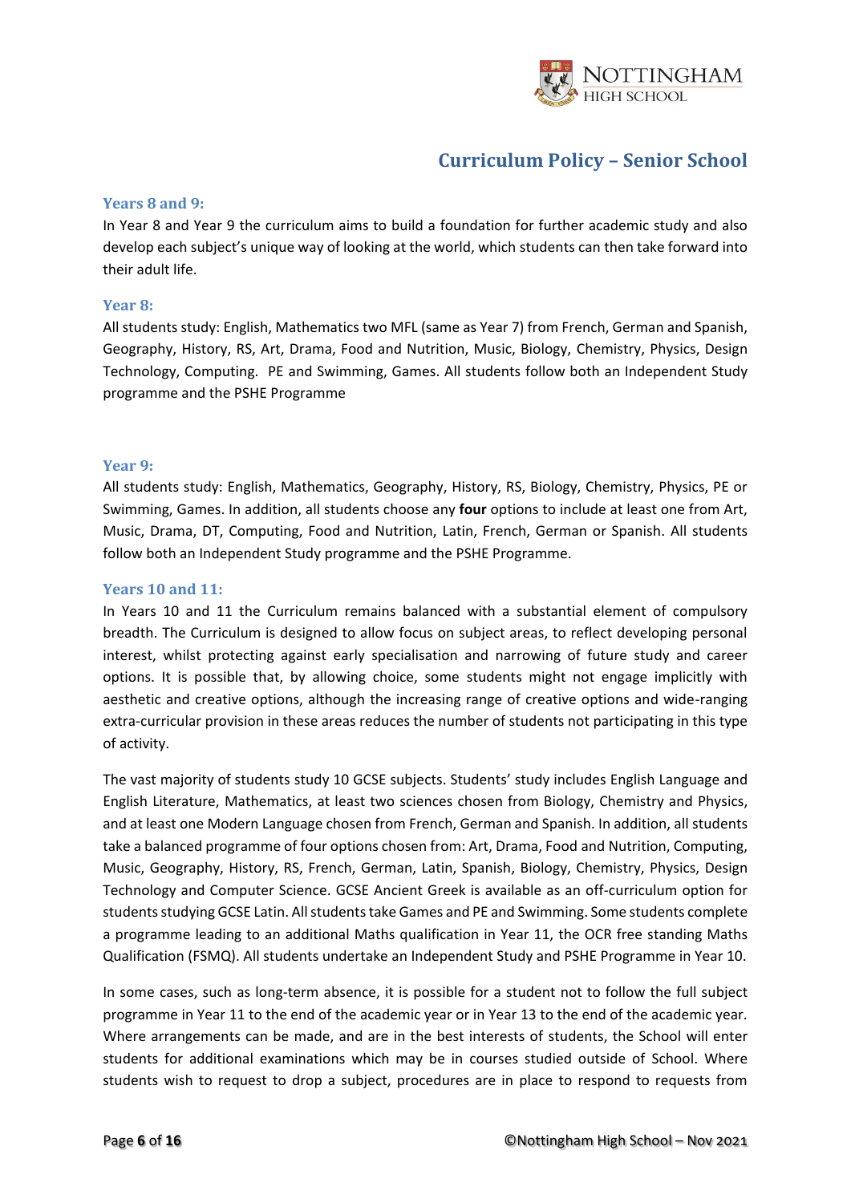## Curriculum Policy – Senior School

### Years 8 and 9:

In Year 8 and Year 9 the curriculum aims to build a foundation for further academic study and also develop each subject's unique way of looking at the world, which students can then take forward into their adult life.

### Year 8:

All students study: English, Mathematics two MFL (same as Year 7) from French, German and Spanish, Geography, History, RS, Art, Drama, Food and Nutrition, Music, Biology, Chemistry, Physics, Design Technology, Computing. PE and Swimming, Games. All students follow both an Independent Study programme and the PSHE Programme

### Year 9:

All students study: English, Mathematics, Geography, History, RS, Biology, Chemistry, Physics, PE or Swimming, Games. In addition, all students choose any **four** options to include at least one from Art, Music, Drama, DT, Computing, Food and Nutrition, Latin, French, German or Spanish. All students follow both an Independent Study programme and the PSHE Programme.

### Years 10 and 11:

In Years 10 and 11 the Curriculum remains balanced with a substantial element of compulsory breadth. The Curriculum is designed to allow focus on subject areas, to reflect developing personal interest, whilst protecting against early specialisation and narrowing of future study and career options. It is possible that, by allowing choice, some students might not engage implicitly with aesthetic and creative options, although the increasing range of creative options and wide-ranging extra-curricular provision in these areas reduces the number of students not participating in this type of activity.

The vast majority of students study 10 GCSE subjects. Students' study includes English Language and English Literature, Mathematics, at least two sciences chosen from Biology, Chemistry and Physics, and at least one Modern Language chosen from French, German and Spanish. In addition, all students take a balanced programme of four options chosen from: Art, Drama, Food and Nutrition, Computing, Music, Geography, History, RS, French, German, Latin, Spanish, Biology, Chemistry, Physics, Design Technology and Computer Science. GCSE Ancient Greek is available as an off-curriculum option for students studying GCSE Latin. All students take Games and PE and Swimming. Some students complete a programme leading to an additional Maths qualification in Year 11, the OCR free standing Maths Qualification (FSMQ). All students undertake an Independent Study and PSHE Programme in Year 10.

In some cases, such as long-term absence, it is possible for a student not to follow the full subject programme in Year 11 to the end of the academic year or in Year 13 to the end of the academic year. Where arrangements can be made, and are in the best interests of students, the School will enter students for additional examinations which may be in courses studied outside of School. Where students wish to request to drop a subject, procedures are in place to respond to requests from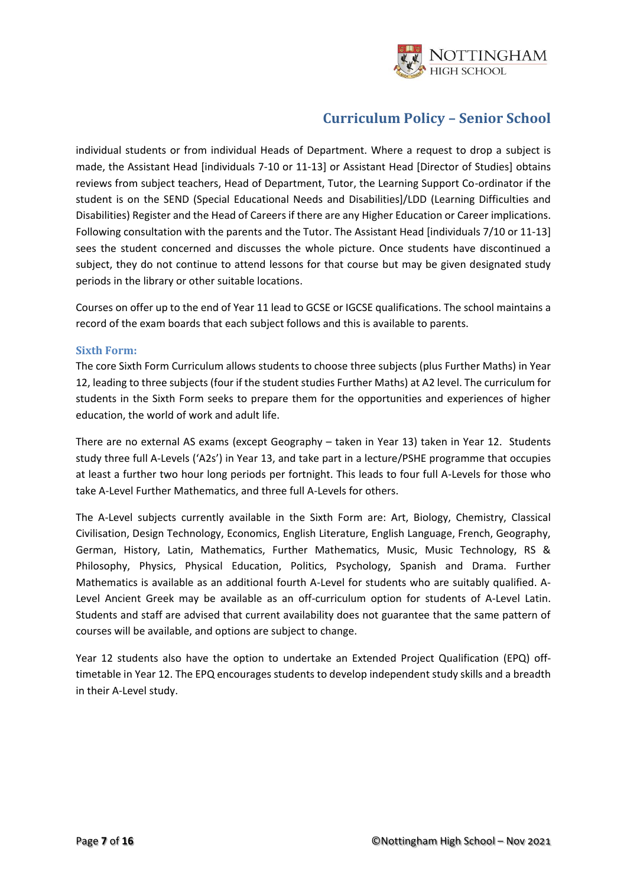individual students or from individual Heads of Department. Where a request to drop a subject is made, the Assistant Head [individuals 7-10 or 11-13] or Assistant Head [Director of Studies] obtains reviews from subject teachers, Head of Department, Tutor, the Learning Support Co-ordinator if the student is on the SEND (Special Educational Needs and Disabilities]/LDD (Learning Difficulties and Disabilities) Register and the Head of Careers if there are any Higher Education or Career implications. Following consultation with the parents and the Tutor. The Assistant Head [individuals 7/10 or 11-13] sees the student concerned and discusses the whole picture. Once students have discontinued a subject, they do not continue to attend lessons for that course but may be given designated study periods in the library or other suitable locations.

Courses on offer up to the end of Year 11 lead to GCSE or IGCSE qualifications. The school maintains a record of the exam boards that each subject follows and this is available to parents.

### Sixth Form:

The core Sixth Form Curriculum allows students to choose three subjects (plus Further Maths) in Year 12, leading to three subjects (four if the student studies Further Maths) at A2 level. The curriculum for students in the Sixth Form seeks to prepare them for the opportunities and experiences of higher education, the world of work and adult life.

There are no external AS exams (except Geography – taken in Year 13) taken in Year 12. Students study three full A-Levels ('A2s') in Year 13, and take part in a lecture/PSHE programme that occupies at least a further two hour long periods per fortnight. This leads to four full A-Levels for those who take A-Level Further Mathematics, and three full A-Levels for others.

The A-Level subjects currently available in the Sixth Form are: Art, Biology, Chemistry, Classical Civilisation, Design Technology, Economics, English Literature, English Language, French, Geography, German, History, Latin, Mathematics, Further Mathematics, Music, Music Technology, RS & Philosophy, Physics, Physical Education, Politics, Psychology, Spanish and Drama. Further Mathematics is available as an additional fourth A-Level for students who are suitably qualified. A-Level Ancient Greek may be available as an off-curriculum option for students of A-Level Latin. Students and staff are advised that current availability does not guarantee that the same pattern of courses will be available, and options are subject to change.

Year 12 students also have the option to undertake an Extended Project Qualification (EPQ) off-timetable in Year 12. The EPQ encourages students to develop independent study skills and a breadth in their A-Level study.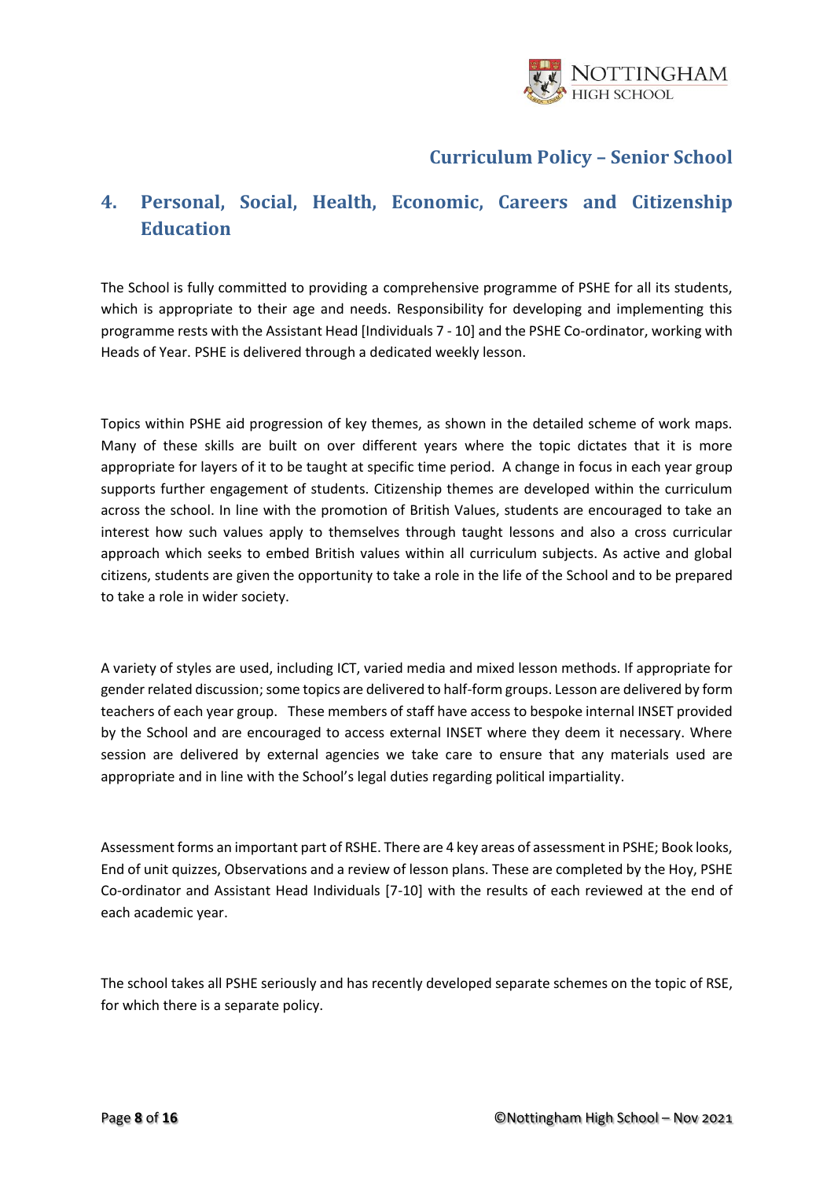## 4. Personal, Social, Health, Economic, Careers and Citizenship Education

The School is fully committed to providing a comprehensive programme of PSHE for all its students, which is appropriate to their age and needs. Responsibility for developing and implementing this programme rests with the Assistant Head [Individuals 7 - 10] and the PSHE Co-ordinator, working with Heads of Year. PSHE is delivered through a dedicated weekly lesson.

Topics within PSHE aid progression of key themes, as shown in the detailed scheme of work maps. Many of these skills are built on over different years where the topic dictates that it is more appropriate for layers of it to be taught at specific time period. A change in focus in each year group supports further engagement of students. Citizenship themes are developed within the curriculum across the school. In line with the promotion of British Values, students are encouraged to take an interest how such values apply to themselves through taught lessons and also a cross curricular approach which seeks to embed British values within all curriculum subjects. As active and global citizens, students are given the opportunity to take a role in the life of the School and to be prepared to take a role in wider society.

A variety of styles are used, including ICT, varied media and mixed lesson methods. If appropriate for gender related discussion; some topics are delivered to half-form groups. Lesson are delivered by form teachers of each year group. These members of staff have access to bespoke internal INSET provided by the School and are encouraged to access external INSET where they deem it necessary. Where session are delivered by external agencies we take care to ensure that any materials used are appropriate and in line with the School's legal duties regarding political impartiality.

Assessment forms an important part of RSHE. There are 4 key areas of assessment in PSHE; Book looks, End of unit quizzes, Observations and a review of lesson plans. These are completed by the Hoy, PSHE Co-ordinator and Assistant Head Individuals [7-10] with the results of each reviewed at the end of each academic year.

The school takes all PSHE seriously and has recently developed separate schemes on the topic of RSE, for which there is a separate policy.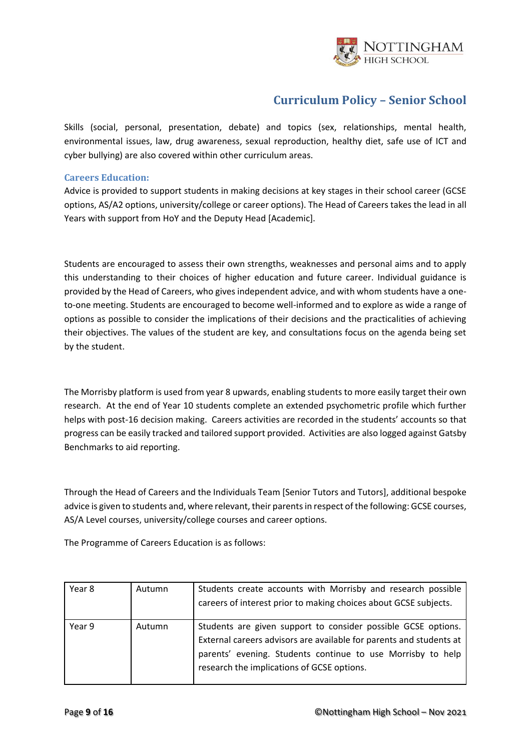Skills (social, personal, presentation, debate) and topics (sex, relationships, mental health, environmental issues, law, drug awareness, sexual reproduction, healthy diet, safe use of ICT and cyber bullying) are also covered within other curriculum areas.

### Careers Education:

Advice is provided to support students in making decisions at key stages in their school career (GCSE options, AS/A2 options, university/college or career options). The Head of Careers takes the lead in all Years with support from HoY and the Deputy Head [Academic].

Students are encouraged to assess their own strengths, weaknesses and personal aims and to apply this understanding to their choices of higher education and future career. Individual guidance is provided by the Head of Careers, who gives independent advice, and with whom students have a one-to-one meeting. Students are encouraged to become well-informed and to explore as wide a range of options as possible to consider the implications of their decisions and the practicalities of achieving their objectives. The values of the student are key, and consultations focus on the agenda being set by the student.

The Morrisby platform is used from year 8 upwards, enabling students to more easily target their own research. At the end of Year 10 students complete an extended psychometric profile which further helps with post-16 decision making. Careers activities are recorded in the students' accounts so that progress can be easily tracked and tailored support provided. Activities are also logged against Gatsby Benchmarks to aid reporting.

Through the Head of Careers and the Individuals Team [Senior Tutors and Tutors], additional bespoke advice is given to students and, where relevant, their parents in respect of the following: GCSE courses, AS/A Level courses, university/college courses and career options.

The Programme of Careers Education is as follows:

| | | |
|---|---|---|
| Year 8 | Autumn | Students create accounts with Morrisby and research possible careers of interest prior to making choices about GCSE subjects. |
| Year 9 | Autumn | Students are given support to consider possible GCSE options. External careers advisors are available for parents and students at parents' evening. Students continue to use Morrisby to help research the implications of GCSE options. |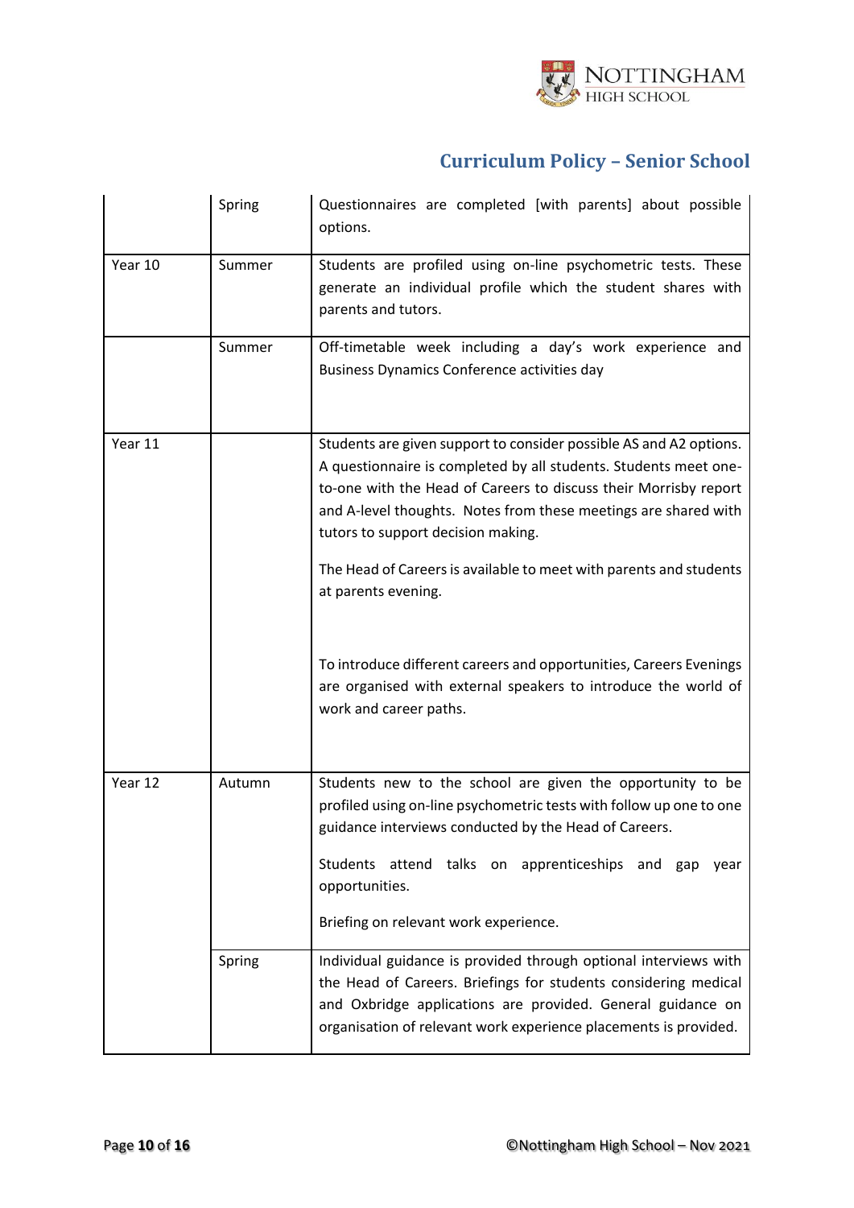| | | |
|---|---|---|
| | Spring | Questionnaires are completed [with parents] about possible options. |
| Year 10 | Summer | Students are profiled using on-line psychometric tests. These generate an individual profile which the student shares with parents and tutors. |
| | Summer | Off-timetable week including a day's work experience and Business Dynamics Conference activities day |
| Year 11 | | Students are given support to consider possible AS and A2 options. A questionnaire is completed by all students. Students meet one-to-one with the Head of Careers to discuss their Morrisby report and A-level thoughts. Notes from these meetings are shared with tutors to support decision making.<br><br>The Head of Careers is available to meet with parents and students at parents evening.<br><br>To introduce different careers and opportunities, Careers Evenings are organised with external speakers to introduce the world of work and career paths. |
| Year 12 | Autumn | Students new to the school are given the opportunity to be profiled using on-line psychometric tests with follow up one to one guidance interviews conducted by the Head of Careers.<br><br>Students attend talks on apprenticeships and gap year opportunities.<br><br>Briefing on relevant work experience. |
| | Spring | Individual guidance is provided through optional interviews with the Head of Careers. Briefings for students considering medical and Oxbridge applications are provided. General guidance on organisation of relevant work experience placements is provided. |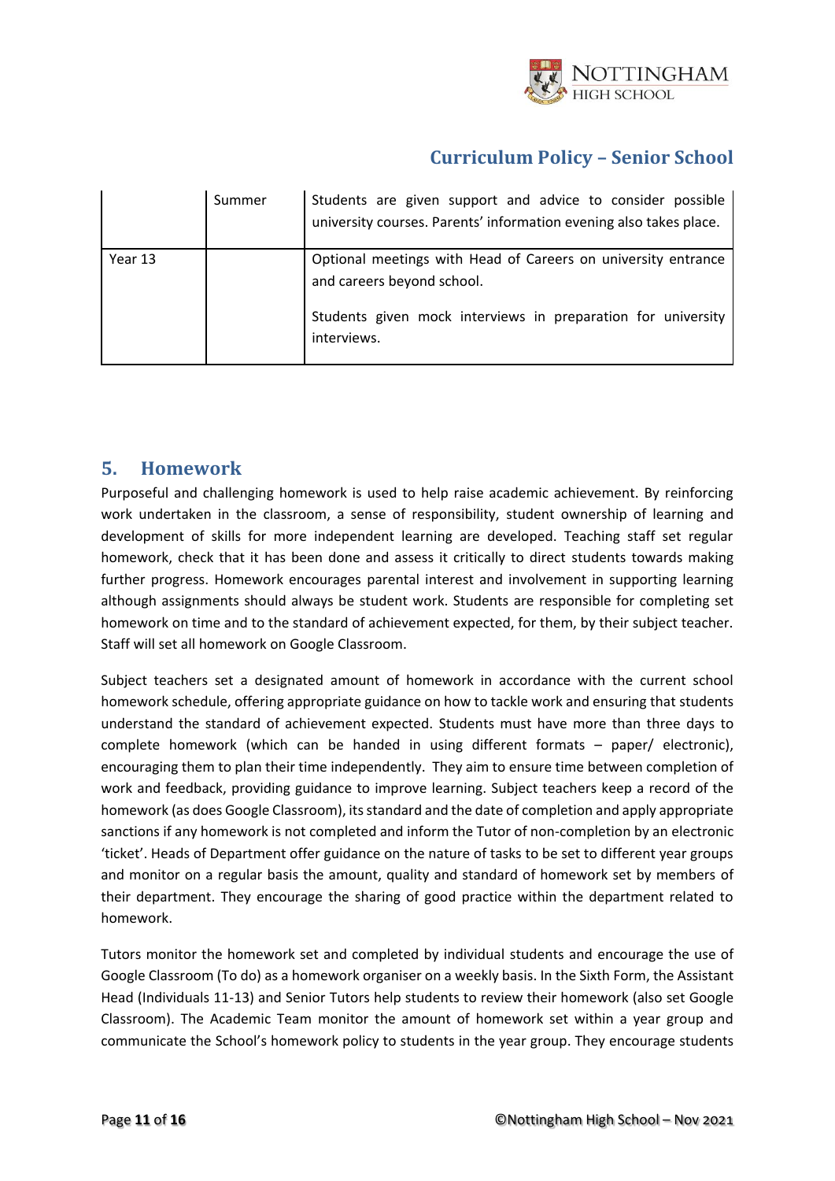|  | Summer | Students are given support and advice to consider possible university courses. Parents' information evening also takes place. |
|---|---|---|
| Year 13 |  | Optional meetings with Head of Careers on university entrance and careers beyond school.<br><br>Students given mock interviews in preparation for university interviews. |

## 5. Homework

Purposeful and challenging homework is used to help raise academic achievement. By reinforcing work undertaken in the classroom, a sense of responsibility, student ownership of learning and development of skills for more independent learning are developed. Teaching staff set regular homework, check that it has been done and assess it critically to direct students towards making further progress. Homework encourages parental interest and involvement in supporting learning although assignments should always be student work. Students are responsible for completing set homework on time and to the standard of achievement expected, for them, by their subject teacher. Staff will set all homework on Google Classroom.

Subject teachers set a designated amount of homework in accordance with the current school homework schedule, offering appropriate guidance on how to tackle work and ensuring that students understand the standard of achievement expected. Students must have more than three days to complete homework (which can be handed in using different formats – paper/ electronic), encouraging them to plan their time independently. They aim to ensure time between completion of work and feedback, providing guidance to improve learning. Subject teachers keep a record of the homework (as does Google Classroom), its standard and the date of completion and apply appropriate sanctions if any homework is not completed and inform the Tutor of non-completion by an electronic 'ticket'. Heads of Department offer guidance on the nature of tasks to be set to different year groups and monitor on a regular basis the amount, quality and standard of homework set by members of their department. They encourage the sharing of good practice within the department related to homework.

Tutors monitor the homework set and completed by individual students and encourage the use of Google Classroom (To do) as a homework organiser on a weekly basis. In the Sixth Form, the Assistant Head (Individuals 11-13) and Senior Tutors help students to review their homework (also set Google Classroom). The Academic Team monitor the amount of homework set within a year group and communicate the School's homework policy to students in the year group. They encourage students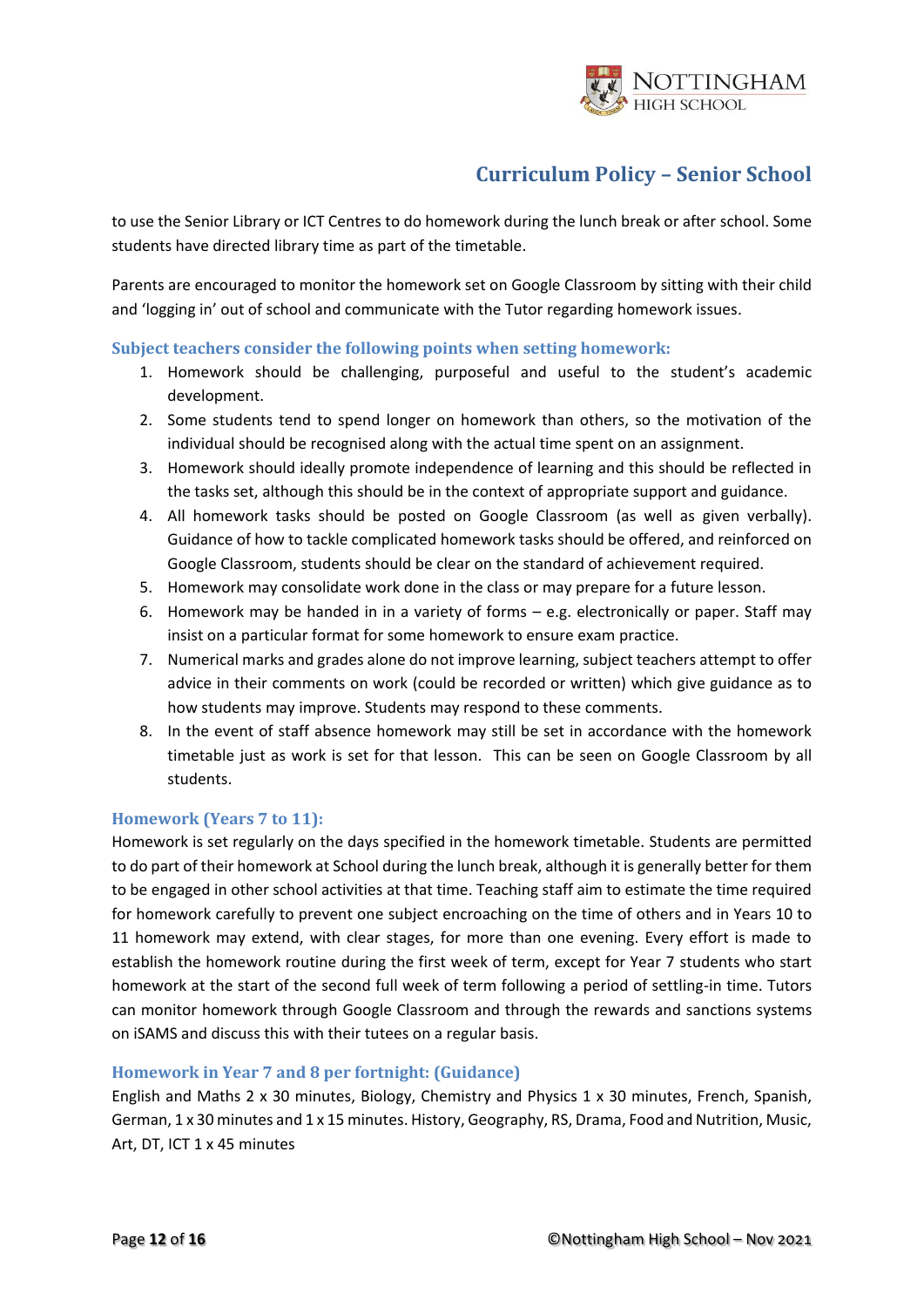to use the Senior Library or ICT Centres to do homework during the lunch break or after school. Some students have directed library time as part of the timetable.

Parents are encouraged to monitor the homework set on Google Classroom by sitting with their child and 'logging in' out of school and communicate with the Tutor regarding homework issues.

### Subject teachers consider the following points when setting homework:

1. Homework should be challenging, purposeful and useful to the student's academic development.
2. Some students tend to spend longer on homework than others, so the motivation of the individual should be recognised along with the actual time spent on an assignment.
3. Homework should ideally promote independence of learning and this should be reflected in the tasks set, although this should be in the context of appropriate support and guidance.
4. All homework tasks should be posted on Google Classroom (as well as given verbally). Guidance of how to tackle complicated homework tasks should be offered, and reinforced on Google Classroom, students should be clear on the standard of achievement required.
5. Homework may consolidate work done in the class or may prepare for a future lesson.
6. Homework may be handed in in a variety of forms – e.g. electronically or paper. Staff may insist on a particular format for some homework to ensure exam practice.
7. Numerical marks and grades alone do not improve learning, subject teachers attempt to offer advice in their comments on work (could be recorded or written) which give guidance as to how students may improve. Students may respond to these comments.
8. In the event of staff absence homework may still be set in accordance with the homework timetable just as work is set for that lesson. This can be seen on Google Classroom by all students.

### Homework (Years 7 to 11):

Homework is set regularly on the days specified in the homework timetable. Students are permitted to do part of their homework at School during the lunch break, although it is generally better for them to be engaged in other school activities at that time. Teaching staff aim to estimate the time required for homework carefully to prevent one subject encroaching on the time of others and in Years 10 to 11 homework may extend, with clear stages, for more than one evening. Every effort is made to establish the homework routine during the first week of term, except for Year 7 students who start homework at the start of the second full week of term following a period of settling-in time. Tutors can monitor homework through Google Classroom and through the rewards and sanctions systems on iSAMS and discuss this with their tutees on a regular basis.

### Homework in Year 7 and 8 per fortnight: (Guidance)

English and Maths 2 x 30 minutes, Biology, Chemistry and Physics 1 x 30 minutes, French, Spanish, German, 1 x 30 minutes and 1 x 15 minutes. History, Geography, RS, Drama, Food and Nutrition, Music, Art, DT, ICT 1 x 45 minutes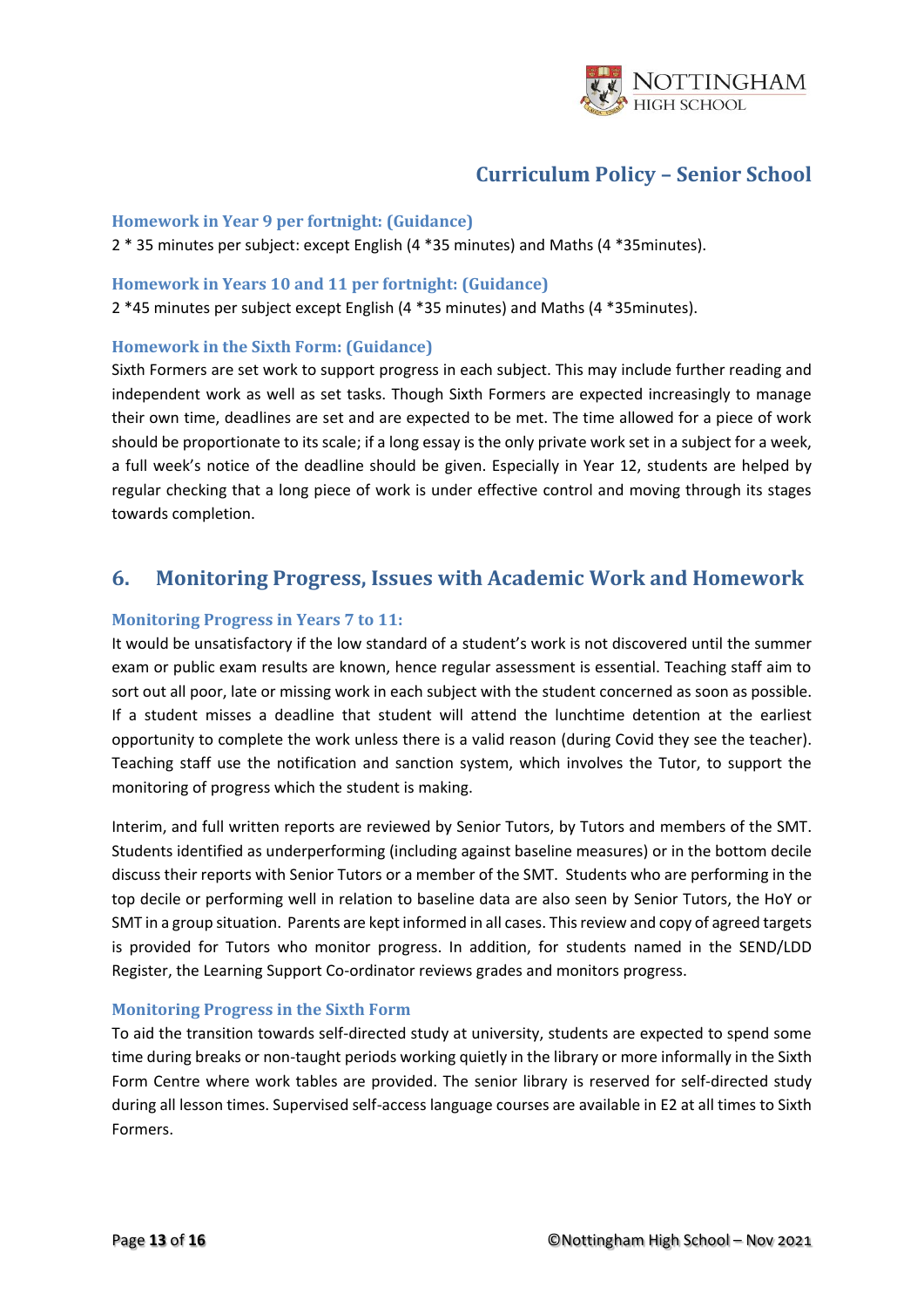### Homework in Year 9 per fortnight: (Guidance)

2 * 35 minutes per subject: except English (4 *35 minutes) and Maths (4 *35minutes).

### Homework in Years 10 and 11 per fortnight: (Guidance)

2 *45 minutes per subject except English (4 *35 minutes) and Maths (4 *35minutes).

### Homework in the Sixth Form: (Guidance)

Sixth Formers are set work to support progress in each subject. This may include further reading and independent work as well as set tasks. Though Sixth Formers are expected increasingly to manage their own time, deadlines are set and are expected to be met. The time allowed for a piece of work should be proportionate to its scale; if a long essay is the only private work set in a subject for a week, a full week's notice of the deadline should be given. Especially in Year 12, students are helped by regular checking that a long piece of work is under effective control and moving through its stages towards completion.

## 6. Monitoring Progress, Issues with Academic Work and Homework

### Monitoring Progress in Years 7 to 11:

It would be unsatisfactory if the low standard of a student's work is not discovered until the summer exam or public exam results are known, hence regular assessment is essential. Teaching staff aim to sort out all poor, late or missing work in each subject with the student concerned as soon as possible. If a student misses a deadline that student will attend the lunchtime detention at the earliest opportunity to complete the work unless there is a valid reason (during Covid they see the teacher). Teaching staff use the notification and sanction system, which involves the Tutor, to support the monitoring of progress which the student is making.

Interim, and full written reports are reviewed by Senior Tutors, by Tutors and members of the SMT. Students identified as underperforming (including against baseline measures) or in the bottom decile discuss their reports with Senior Tutors or a member of the SMT. Students who are performing in the top decile or performing well in relation to baseline data are also seen by Senior Tutors, the HoY or SMT in a group situation. Parents are kept informed in all cases. This review and copy of agreed targets is provided for Tutors who monitor progress. In addition, for students named in the SEND/LDD Register, the Learning Support Co-ordinator reviews grades and monitors progress.

### Monitoring Progress in the Sixth Form

To aid the transition towards self-directed study at university, students are expected to spend some time during breaks or non-taught periods working quietly in the library or more informally in the Sixth Form Centre where work tables are provided. The senior library is reserved for self-directed study during all lesson times. Supervised self-access language courses are available in E2 at all times to Sixth Formers.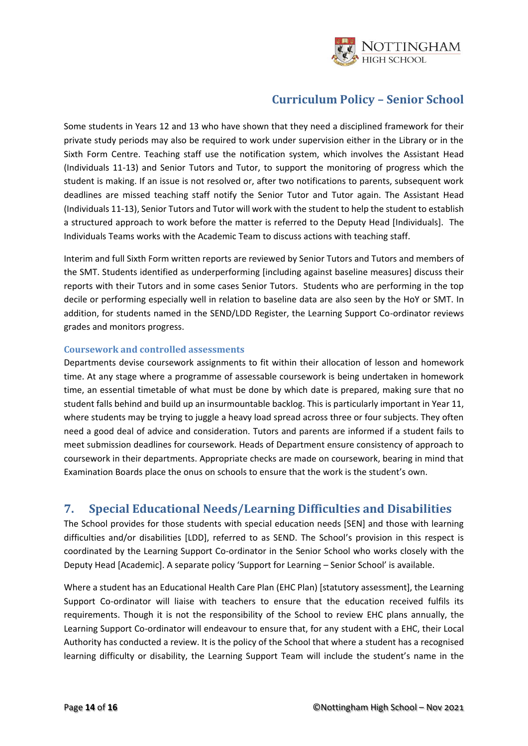Some students in Years 12 and 13 who have shown that they need a disciplined framework for their private study periods may also be required to work under supervision either in the Library or in the Sixth Form Centre. Teaching staff use the notification system, which involves the Assistant Head (Individuals 11-13) and Senior Tutors and Tutor, to support the monitoring of progress which the student is making. If an issue is not resolved or, after two notifications to parents, subsequent work deadlines are missed teaching staff notify the Senior Tutor and Tutor again. The Assistant Head (Individuals 11-13), Senior Tutors and Tutor will work with the student to help the student to establish a structured approach to work before the matter is referred to the Deputy Head [Individuals]. The Individuals Teams works with the Academic Team to discuss actions with teaching staff.

Interim and full Sixth Form written reports are reviewed by Senior Tutors and Tutors and members of the SMT. Students identified as underperforming [including against baseline measures] discuss their reports with their Tutors and in some cases Senior Tutors. Students who are performing in the top decile or performing especially well in relation to baseline data are also seen by the HoY or SMT. In addition, for students named in the SEND/LDD Register, the Learning Support Co-ordinator reviews grades and monitors progress.

### Coursework and controlled assessments

Departments devise coursework assignments to fit within their allocation of lesson and homework time. At any stage where a programme of assessable coursework is being undertaken in homework time, an essential timetable of what must be done by which date is prepared, making sure that no student falls behind and build up an insurmountable backlog. This is particularly important in Year 11, where students may be trying to juggle a heavy load spread across three or four subjects. They often need a good deal of advice and consideration. Tutors and parents are informed if a student fails to meet submission deadlines for coursework. Heads of Department ensure consistency of approach to coursework in their departments. Appropriate checks are made on coursework, bearing in mind that Examination Boards place the onus on schools to ensure that the work is the student's own.

## 7. Special Educational Needs/Learning Difficulties and Disabilities

The School provides for those students with special education needs [SEN] and those with learning difficulties and/or disabilities [LDD], referred to as SEND. The School's provision in this respect is coordinated by the Learning Support Co-ordinator in the Senior School who works closely with the Deputy Head [Academic]. A separate policy 'Support for Learning – Senior School' is available.

Where a student has an Educational Health Care Plan (EHC Plan) [statutory assessment], the Learning Support Co-ordinator will liaise with teachers to ensure that the education received fulfils its requirements. Though it is not the responsibility of the School to review EHC plans annually, the Learning Support Co-ordinator will endeavour to ensure that, for any student with a EHC, their Local Authority has conducted a review. It is the policy of the School that where a student has a recognised learning difficulty or disability, the Learning Support Team will include the student's name in the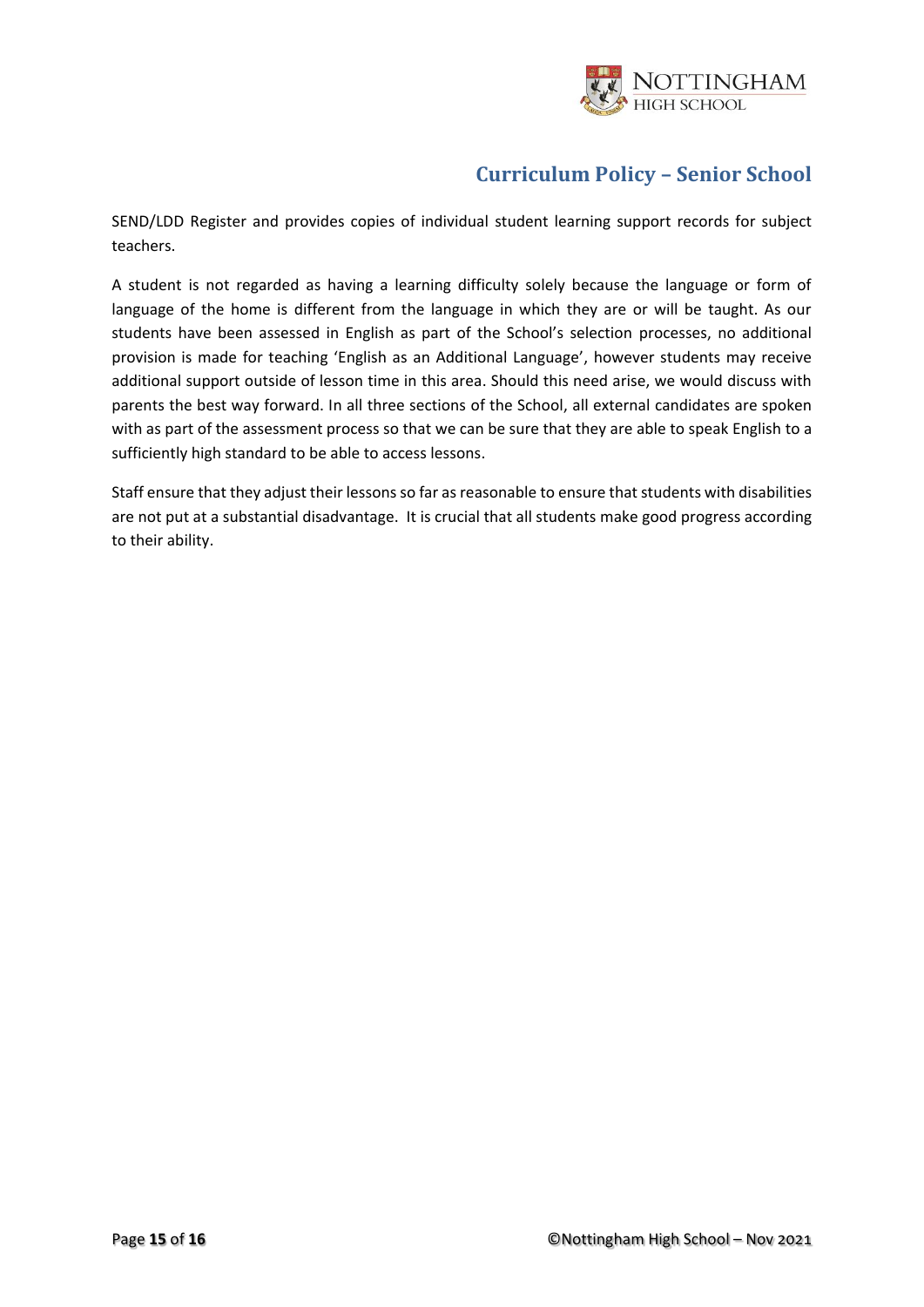SEND/LDD Register and provides copies of individual student learning support records for subject teachers.

A student is not regarded as having a learning difficulty solely because the language or form of language of the home is different from the language in which they are or will be taught. As our students have been assessed in English as part of the School's selection processes, no additional provision is made for teaching 'English as an Additional Language', however students may receive additional support outside of lesson time in this area. Should this need arise, we would discuss with parents the best way forward. In all three sections of the School, all external candidates are spoken with as part of the assessment process so that we can be sure that they are able to speak English to a sufficiently high standard to be able to access lessons.

Staff ensure that they adjust their lessons so far as reasonable to ensure that students with disabilities are not put at a substantial disadvantage. It is crucial that all students make good progress according to their ability.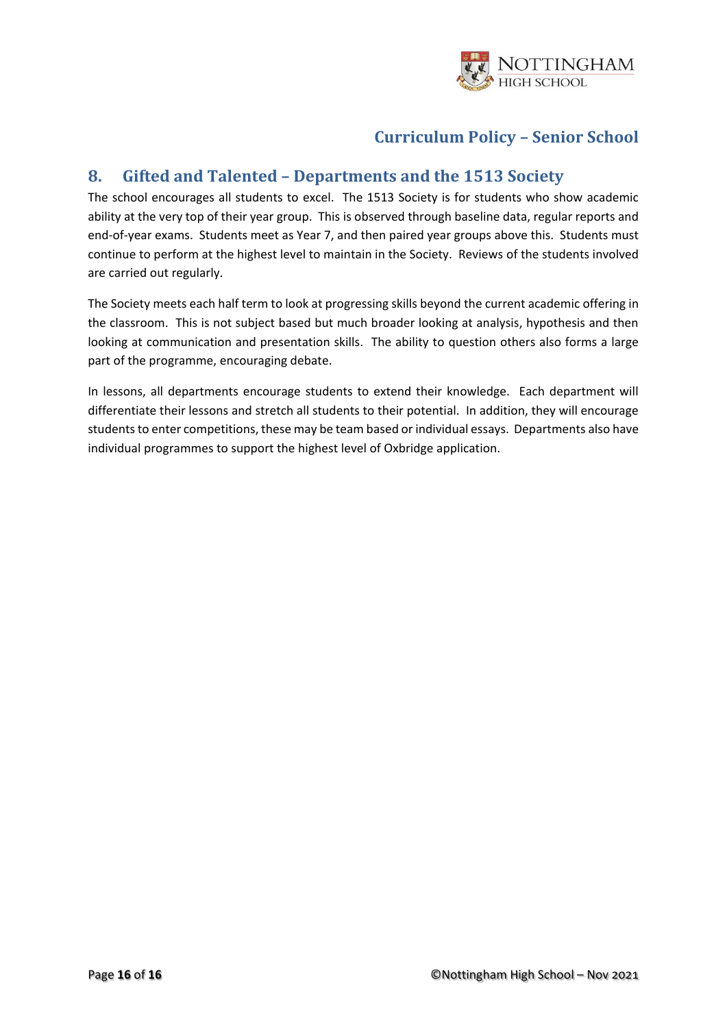## 8. Gifted and Talented – Departments and the 1513 Society

The school encourages all students to excel. The 1513 Society is for students who show academic ability at the very top of their year group. This is observed through baseline data, regular reports and end-of-year exams. Students meet as Year 7, and then paired year groups above this. Students must continue to perform at the highest level to maintain in the Society. Reviews of the students involved are carried out regularly.

The Society meets each half term to look at progressing skills beyond the current academic offering in the classroom. This is not subject based but much broader looking at analysis, hypothesis and then looking at communication and presentation skills. The ability to question others also forms a large part of the programme, encouraging debate.

In lessons, all departments encourage students to extend their knowledge. Each department will differentiate their lessons and stretch all students to their potential. In addition, they will encourage students to enter competitions, these may be team based or individual essays. Departments also have individual programmes to support the highest level of Oxbridge application.